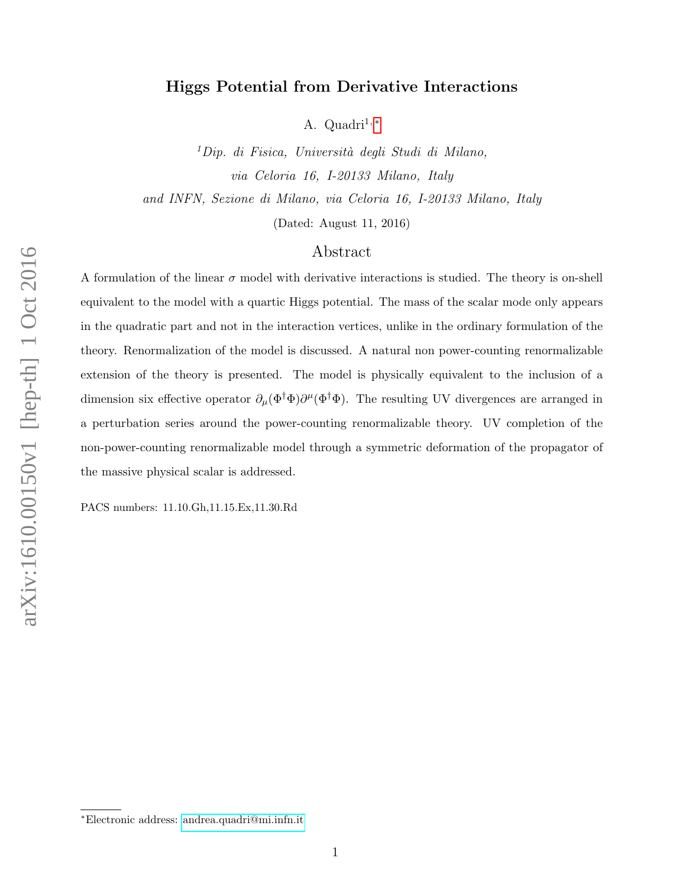# Higgs Potential from Derivative Interactions

A. Quadri[1,*]

[1] *Dip. di Fisica, Università degli Studi di Milano, via Celoria 16, I-20133 Milano, Italy and INFN, Sezione di Milano, via Celoria 16, I-20133 Milano, Italy*

(Dated: August 11, 2016)

## Abstract

A formulation of the linear $\sigma$ model with derivative interactions is studied. The theory is on-shell equivalent to the model with a quartic Higgs potential. The mass of the scalar mode only appears in the quadratic part and not in the interaction vertices, unlike in the ordinary formulation of the theory. Renormalization of the model is discussed. A natural non power-counting renormalizable extension of the theory is presented. The model is physically equivalent to the inclusion of a dimension six effective operator $\partial_\mu(\Phi^\dagger\Phi)\partial^\mu(\Phi^\dagger\Phi)$. The resulting UV divergences are arranged in a perturbation series around the power-counting renormalizable theory. UV completion of the non-power-counting renormalizable model through a symmetric deformation of the propagator of the massive physical scalar is addressed.

PACS numbers: 11.10.Gh,11.15.Ex,11.30.Rd

---

[*] Electronic address: andrea.quadri@mi.infn.it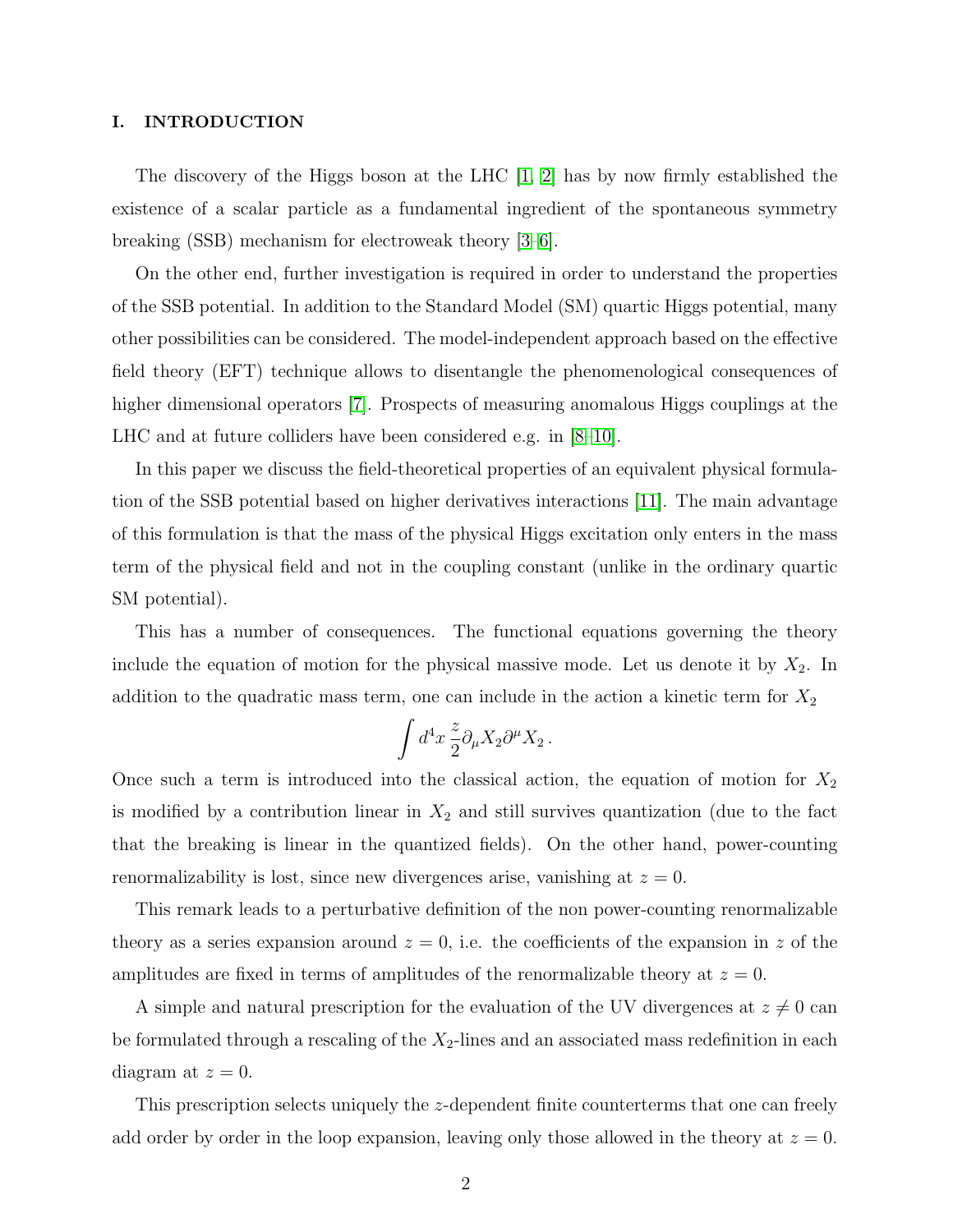## I. INTRODUCTION

The discovery of the Higgs boson at the LHC [1, 2] has by now firmly established the existence of a scalar particle as a fundamental ingredient of the spontaneous symmetry breaking (SSB) mechanism for electroweak theory [3–6].

On the other end, further investigation is required in order to understand the properties of the SSB potential. In addition to the Standard Model (SM) quartic Higgs potential, many other possibilities can be considered. The model-independent approach based on the effective field theory (EFT) technique allows to disentangle the phenomenological consequences of higher dimensional operators [7]. Prospects of measuring anomalous Higgs couplings at the LHC and at future colliders have been considered e.g. in [8–10].

In this paper we discuss the field-theoretical properties of an equivalent physical formulation of the SSB potential based on higher derivatives interactions [11]. The main advantage of this formulation is that the mass of the physical Higgs excitation only enters in the mass term of the physical field and not in the coupling constant (unlike in the ordinary quartic SM potential).

This has a number of consequences. The functional equations governing the theory include the equation of motion for the physical massive mode. Let us denote it by $X_2$. In addition to the quadratic mass term, one can include in the action a kinetic term for $X_2$

$$\int d^4x \, \frac{z}{2} \partial_\mu X_2 \partial^\mu X_2 \, .$$

Once such a term is introduced into the classical action, the equation of motion for $X_2$ is modified by a contribution linear in $X_2$ and still survives quantization (due to the fact that the breaking is linear in the quantized fields). On the other hand, power-counting renormalizability is lost, since new divergences arise, vanishing at $z = 0$.

This remark leads to a perturbative definition of the non power-counting renormalizable theory as a series expansion around $z = 0$, i.e. the coefficients of the expansion in $z$ of the amplitudes are fixed in terms of amplitudes of the renormalizable theory at $z = 0$.

A simple and natural prescription for the evaluation of the UV divergences at $z \neq 0$ can be formulated through a rescaling of the $X_2$-lines and an associated mass redefinition in each diagram at $z = 0$.

This prescription selects uniquely the $z$-dependent finite counterterms that one can freely add order by order in the loop expansion, leaving only those allowed in the theory at $z = 0$.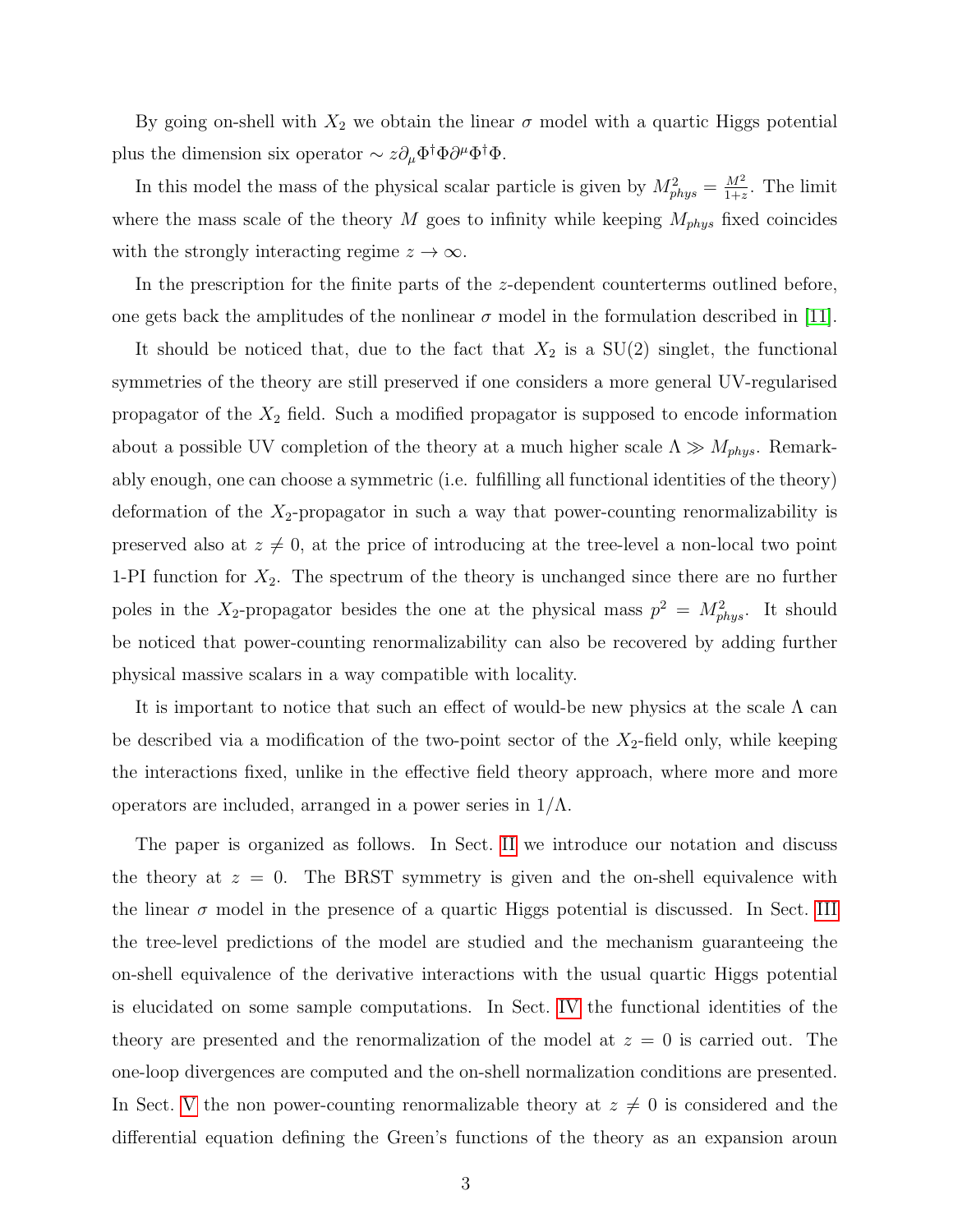By going on-shell with $X_2$ we obtain the linear $\sigma$ model with a quartic Higgs potential plus the dimension six operator $\sim z\partial_\mu \Phi^\dagger \Phi \partial^\mu \Phi^\dagger \Phi$.

In this model the mass of the physical scalar particle is given by $M^2_{phys} = \frac{M^2}{1+z}$. The limit where the mass scale of the theory $M$ goes to infinity while keeping $M_{phys}$ fixed coincides with the strongly interacting regime $z \to \infty$.

In the prescription for the finite parts of the $z$-dependent counterterms outlined before, one gets back the amplitudes of the nonlinear $\sigma$ model in the formulation described in [11].

It should be noticed that, due to the fact that $X_2$ is a SU(2) singlet, the functional symmetries of the theory are still preserved if one considers a more general UV-regularised propagator of the $X_2$ field. Such a modified propagator is supposed to encode information about a possible UV completion of the theory at a much higher scale $\Lambda \gg M_{phys}$. Remarkably enough, one can choose a symmetric (i.e. fulfilling all functional identities of the theory) deformation of the $X_2$-propagator in such a way that power-counting renormalizability is preserved also at $z \neq 0$, at the price of introducing at the tree-level a non-local two point 1-PI function for $X_2$. The spectrum of the theory is unchanged since there are no further poles in the $X_2$-propagator besides the one at the physical mass $p^2 = M^2_{phys}$. It should be noticed that power-counting renormalizability can also be recovered by adding further physical massive scalars in a way compatible with locality.

It is important to notice that such an effect of would-be new physics at the scale $\Lambda$ can be described via a modification of the two-point sector of the $X_2$-field only, while keeping the interactions fixed, unlike in the effective field theory approach, where more and more operators are included, arranged in a power series in $1/\Lambda$.

The paper is organized as follows. In Sect. II we introduce our notation and discuss the theory at $z = 0$. The BRST symmetry is given and the on-shell equivalence with the linear $\sigma$ model in the presence of a quartic Higgs potential is discussed. In Sect. III the tree-level predictions of the model are studied and the mechanism guaranteeing the on-shell equivalence of the derivative interactions with the usual quartic Higgs potential is elucidated on some sample computations. In Sect. IV the functional identities of the theory are presented and the renormalization of the model at $z = 0$ is carried out. The one-loop divergences are computed and the on-shell normalization conditions are presented. In Sect. V the non power-counting renormalizable theory at $z \neq 0$ is considered and the differential equation defining the Green's functions of the theory as an expansion aroun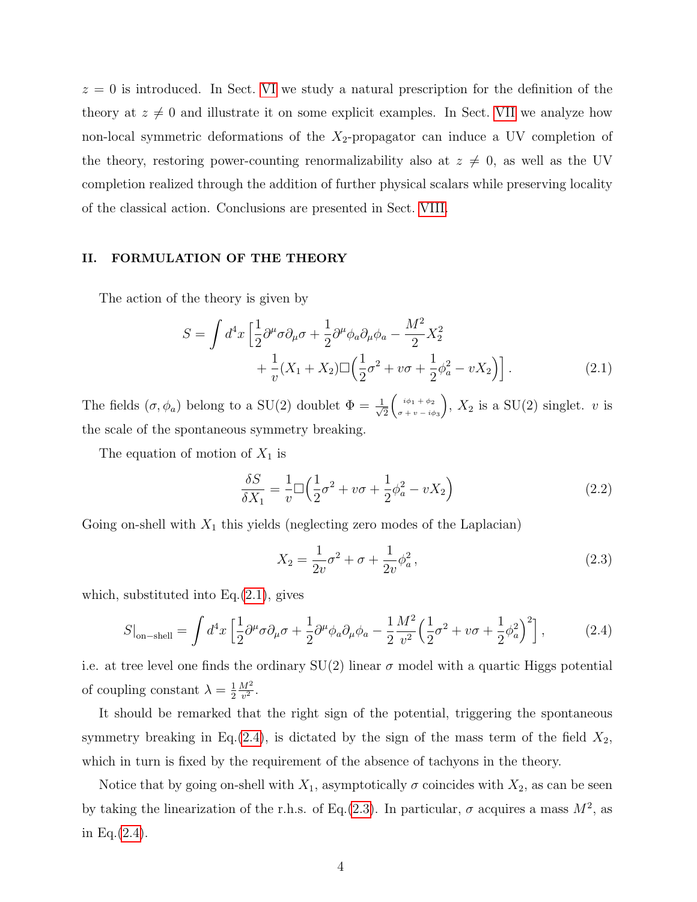$z = 0$ is introduced. In Sect. VI we study a natural prescription for the definition of the theory at $z \neq 0$ and illustrate it on some explicit examples. In Sect. VII we analyze how non-local symmetric deformations of the $X_2$-propagator can induce a UV completion of the theory, restoring power-counting renormalizability also at $z \neq 0$, as well as the UV completion realized through the addition of further physical scalars while preserving locality of the classical action. Conclusions are presented in Sect. VIII.

## II. FORMULATION OF THE THEORY

The action of the theory is given by

$$S = \int d^4x \, \Big[ \frac{1}{2}\partial^\mu \sigma \partial_\mu \sigma + \frac{1}{2}\partial^\mu \phi_a \partial_\mu \phi_a - \frac{M^2}{2} X_2^2 + \frac{1}{v}(X_1 + X_2)\square\Big(\frac{1}{2}\sigma^2 + v\sigma + \frac{1}{2}\phi_a^2 - vX_2\Big)\Big] . \tag{2.1}$$

The fields $(\sigma, \phi_a)$ belong to a SU(2) doublet $\Phi = \frac{1}{\sqrt{2}}\binom{i\phi_1 + \phi_2}{\sigma + v - i\phi_3}$, $X_2$ is a SU(2) singlet. $v$ is the scale of the spontaneous symmetry breaking.

The equation of motion of $X_1$ is

$$\frac{\delta S}{\delta X_1} = \frac{1}{v}\square\Big(\frac{1}{2}\sigma^2 + v\sigma + \frac{1}{2}\phi_a^2 - vX_2\Big) \tag{2.2}$$

Going on-shell with $X_1$ this yields (neglecting zero modes of the Laplacian)

$$X_2 = \frac{1}{2v}\sigma^2 + \sigma + \frac{1}{2v}\phi_a^2 \, , \tag{2.3}$$

which, substituted into Eq.(2.1), gives

$$S|_{\text{on-shell}} = \int d^4x \, \Big[ \frac{1}{2}\partial^\mu \sigma \partial_\mu \sigma + \frac{1}{2}\partial^\mu \phi_a \partial_\mu \phi_a - \frac{1}{2}\frac{M^2}{v^2}\Big(\frac{1}{2}\sigma^2 + v\sigma + \frac{1}{2}\phi_a^2\Big)^2 \Big] , \tag{2.4}$$

i.e. at tree level one finds the ordinary SU(2) linear $\sigma$ model with a quartic Higgs potential of coupling constant $\lambda = \frac{1}{2}\frac{M^2}{v^2}$.

It should be remarked that the right sign of the potential, triggering the spontaneous symmetry breaking in Eq.(2.4), is dictated by the sign of the mass term of the field $X_2$, which in turn is fixed by the requirement of the absence of tachyons in the theory.

Notice that by going on-shell with $X_1$, asymptotically $\sigma$ coincides with $X_2$, as can be seen by taking the linearization of the r.h.s. of Eq.(2.3). In particular, $\sigma$ acquires a mass $M^2$, as in Eq.(2.4).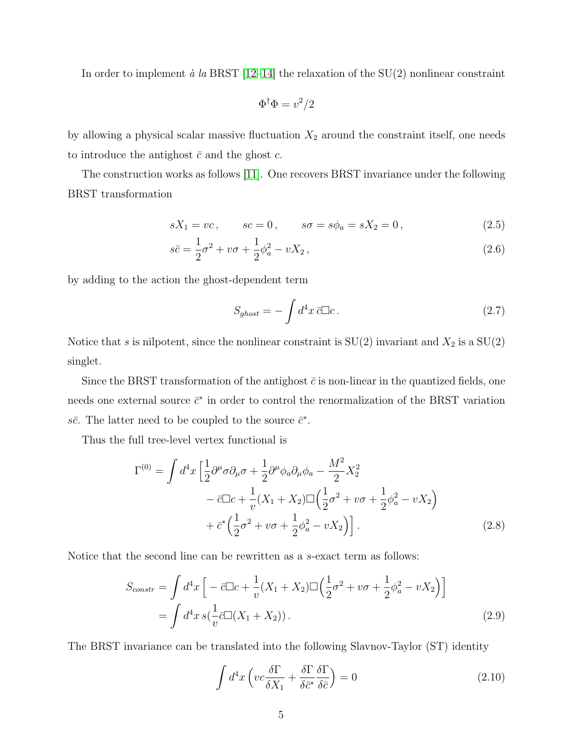In order to implement *à la* BRST [12–14] the relaxation of the SU(2) nonlinear constraint

$$\Phi^\dagger \Phi = v^2/2$$

by allowing a physical scalar massive fluctuation $X_2$ around the constraint itself, one needs to introduce the antighost $\bar{c}$ and the ghost $c$.

The construction works as follows [11]. One recovers BRST invariance under the following BRST transformation

$$sX_1 = vc \,, \qquad sc = 0 \,, \qquad s\sigma = s\phi_a = sX_2 = 0 \,, \tag{2.5}$$

$$s\bar{c} = \frac{1}{2}\sigma^2 + v\sigma + \frac{1}{2}\phi_a^2 - vX_2 \,, \tag{2.6}$$

by adding to the action the ghost-dependent term

$$S_{ghost} = -\int d^4x \, \bar{c}\Box c \,. \tag{2.7}$$

Notice that $s$ is nilpotent, since the nonlinear constraint is SU(2) invariant and $X_2$ is a SU(2) singlet.

Since the BRST transformation of the antighost $\bar{c}$ is non-linear in the quantized fields, one needs one external source $\bar{c}^*$ in order to control the renormalization of the BRST variation $s\bar{c}$. The latter need to be coupled to the source $\bar{c}^*$.

Thus the full tree-level vertex functional is

$$\begin{aligned}
\Gamma^{(0)} = \int d^4x \, \Big[ & \frac{1}{2}\partial^\mu \sigma \partial_\mu \sigma + \frac{1}{2}\partial^\mu \phi_a \partial_\mu \phi_a - \frac{M^2}{2}X_2^2 \\
& - \bar{c}\Box c + \frac{1}{v}(X_1 + X_2)\Box \Big( \frac{1}{2}\sigma^2 + v\sigma + \frac{1}{2}\phi_a^2 - vX_2 \Big) \\
& + \bar{c}^* \Big( \frac{1}{2}\sigma^2 + v\sigma + \frac{1}{2}\phi_a^2 - vX_2 \Big) \Big] \,.
\end{aligned} \tag{2.8}$$

Notice that the second line can be rewritten as a $s$-exact term as follows:

$$\begin{aligned}
S_{constr} &= \int d^4x \, \Big[ -\bar{c}\Box c + \frac{1}{v}(X_1 + X_2)\Box \Big( \frac{1}{2}\sigma^2 + v\sigma + \frac{1}{2}\phi_a^2 - vX_2 \Big) \Big] \\
&= \int d^4x \, s\big( \frac{1}{v}\bar{c}\Box(X_1 + X_2) \big) \,.
\end{aligned} \tag{2.9}$$

The BRST invariance can be translated into the following Slavnov-Taylor (ST) identity

$$\int d^4x \, \Big( vc \frac{\delta \Gamma}{\delta X_1} + \frac{\delta \Gamma}{\delta \bar{c}^*} \frac{\delta \Gamma}{\delta \bar{c}} \Big) = 0 \tag{2.10}$$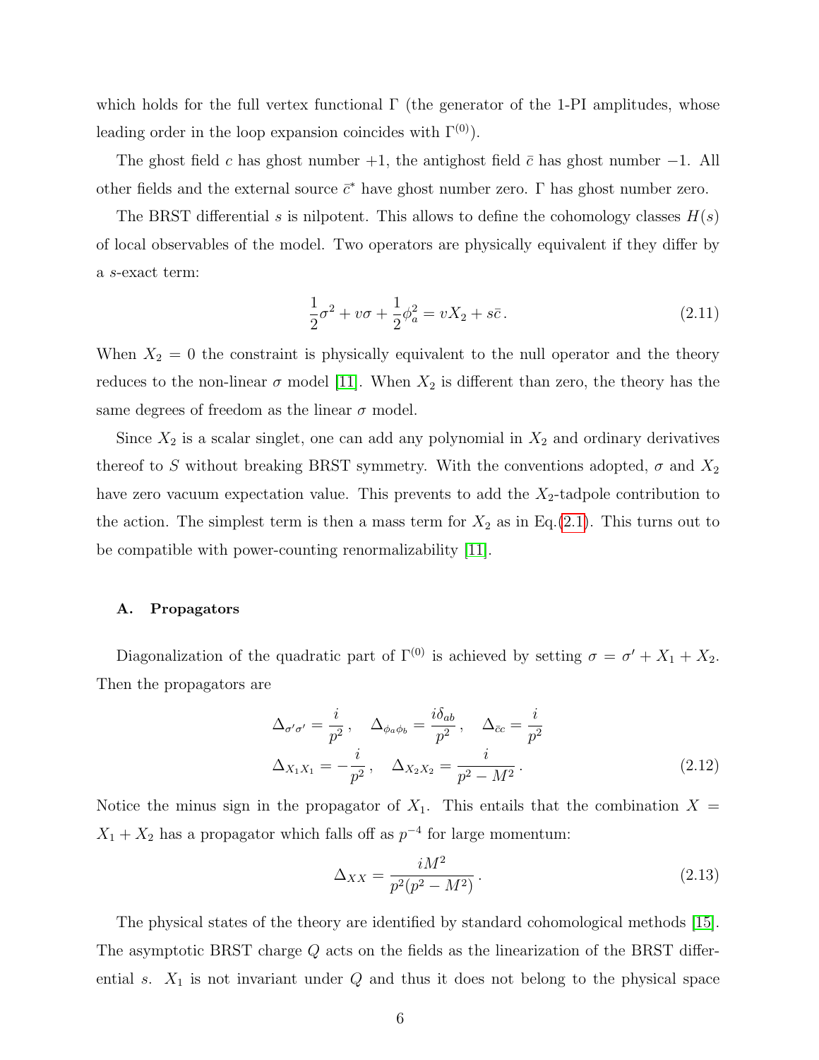which holds for the full vertex functional $\Gamma$ (the generator of the 1-PI amplitudes, whose leading order in the loop expansion coincides with $\Gamma^{(0)}$).

The ghost field $c$ has ghost number $+1$, the antighost field $\bar{c}$ has ghost number $-1$. All other fields and the external source $\bar{c}^*$ have ghost number zero. $\Gamma$ has ghost number zero.

The BRST differential $s$ is nilpotent. This allows to define the cohomology classes $H(s)$ of local observables of the model. Two operators are physically equivalent if they differ by a $s$-exact term:

$$\frac{1}{2}\sigma^2 + v\sigma + \frac{1}{2}\phi_a^2 = vX_2 + s\bar{c}\,. \tag{2.11}$$

When $X_2 = 0$ the constraint is physically equivalent to the null operator and the theory reduces to the non-linear $\sigma$ model [11]. When $X_2$ is different than zero, the theory has the same degrees of freedom as the linear $\sigma$ model.

Since $X_2$ is a scalar singlet, one can add any polynomial in $X_2$ and ordinary derivatives thereof to $S$ without breaking BRST symmetry. With the conventions adopted, $\sigma$ and $X_2$ have zero vacuum expectation value. This prevents to add the $X_2$-tadpole contribution to the action. The simplest term is then a mass term for $X_2$ as in Eq.(2.1). This turns out to be compatible with power-counting renormalizability [11].

### A. Propagators

Diagonalization of the quadratic part of $\Gamma^{(0)}$ is achieved by setting $\sigma = \sigma' + X_1 + X_2$. Then the propagators are

$$\Delta_{\sigma'\sigma'} = \frac{i}{p^2}\,, \quad \Delta_{\phi_a\phi_b} = \frac{i\delta_{ab}}{p^2}\,, \quad \Delta_{\bar{c}c} = \frac{i}{p^2}$$
$$\Delta_{X_1X_1} = -\frac{i}{p^2}\,, \quad \Delta_{X_2X_2} = \frac{i}{p^2 - M^2}\,. \tag{2.12}$$

Notice the minus sign in the propagator of $X_1$. This entails that the combination $X = X_1 + X_2$ has a propagator which falls off as $p^{-4}$ for large momentum:

$$\Delta_{XX} = \frac{iM^2}{p^2(p^2 - M^2)}\,. \tag{2.13}$$

The physical states of the theory are identified by standard cohomological methods [15]. The asymptotic BRST charge $Q$ acts on the fields as the linearization of the BRST differential $s$. $X_1$ is not invariant under $Q$ and thus it does not belong to the physical space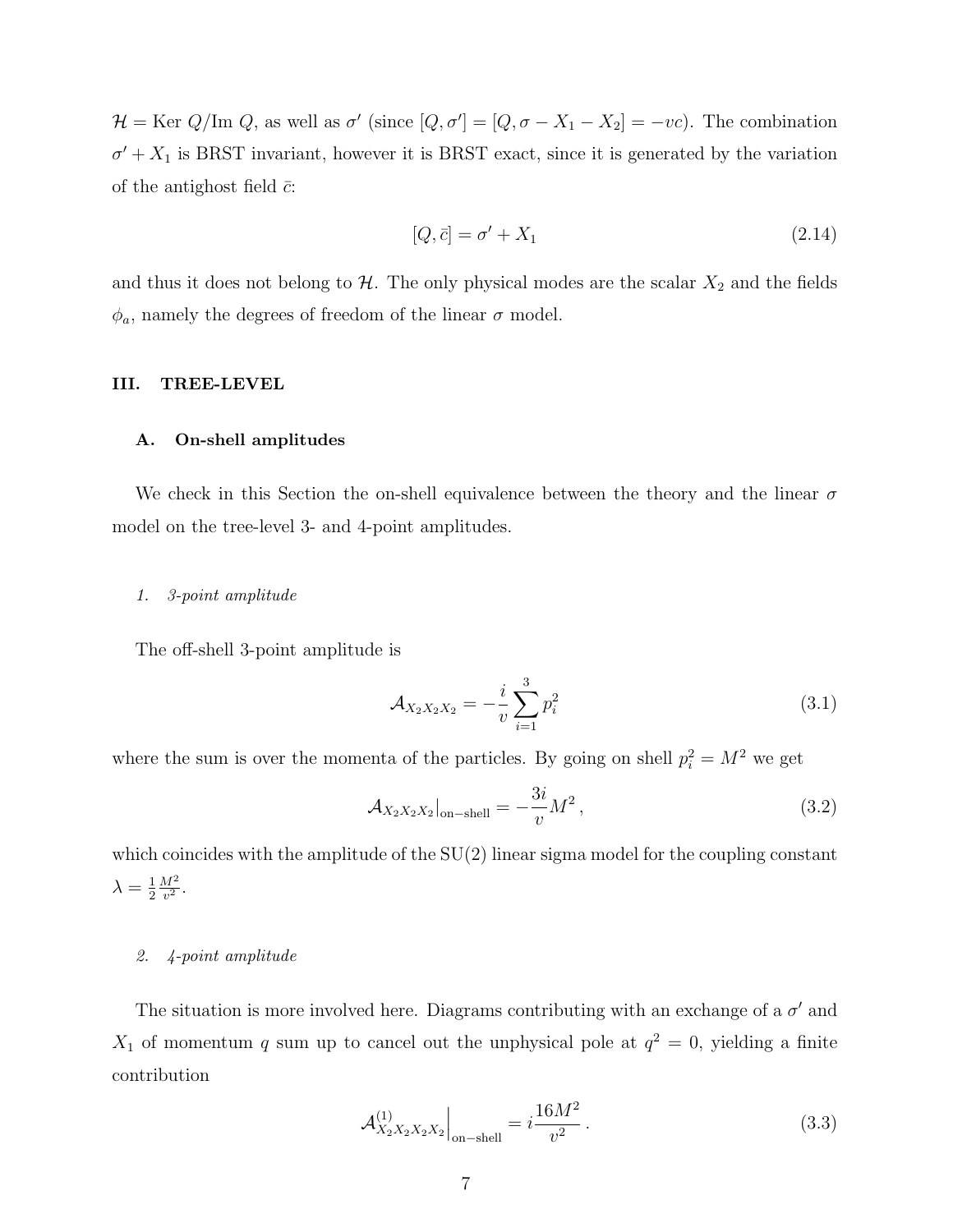$\mathcal{H} = \text{Ker } Q/\text{Im } Q$, as well as $\sigma'$ (since $[Q, \sigma'] = [Q, \sigma - X_1 - X_2] = -vc$). The combination $\sigma' + X_1$ is BRST invariant, however it is BRST exact, since it is generated by the variation of the antighost field $\bar{c}$:

$$[Q, \bar{c}] = \sigma' + X_1 \tag{2.14}$$

and thus it does not belong to $\mathcal{H}$. The only physical modes are the scalar $X_2$ and the fields $\phi_a$, namely the degrees of freedom of the linear $\sigma$ model.

## III. TREE-LEVEL

### A. On-shell amplitudes

We check in this Section the on-shell equivalence between the theory and the linear $\sigma$ model on the tree-level 3- and 4-point amplitudes.

#### 1. 3-point amplitude

The off-shell 3-point amplitude is

$$\mathcal{A}_{X_2 X_2 X_2} = -\frac{i}{v} \sum_{i=1}^{3} p_i^2 \tag{3.1}$$

where the sum is over the momenta of the particles. By going on shell $p_i^2 = M^2$ we get

$$\mathcal{A}_{X_2 X_2 X_2}|_{\text{on-shell}} = -\frac{3i}{v} M^2 \,, \tag{3.2}$$

which coincides with the amplitude of the SU(2) linear sigma model for the coupling constant $\lambda = \frac{1}{2}\frac{M^2}{v^2}$.

#### 2. 4-point amplitude

The situation is more involved here. Diagrams contributing with an exchange of a $\sigma'$ and $X_1$ of momentum $q$ sum up to cancel out the unphysical pole at $q^2 = 0$, yielding a finite contribution

$$\mathcal{A}^{(1)}_{X_2 X_2 X_2 X_2}\Big|_{\text{on-shell}} = i\frac{16 M^2}{v^2} \,. \tag{3.3}$$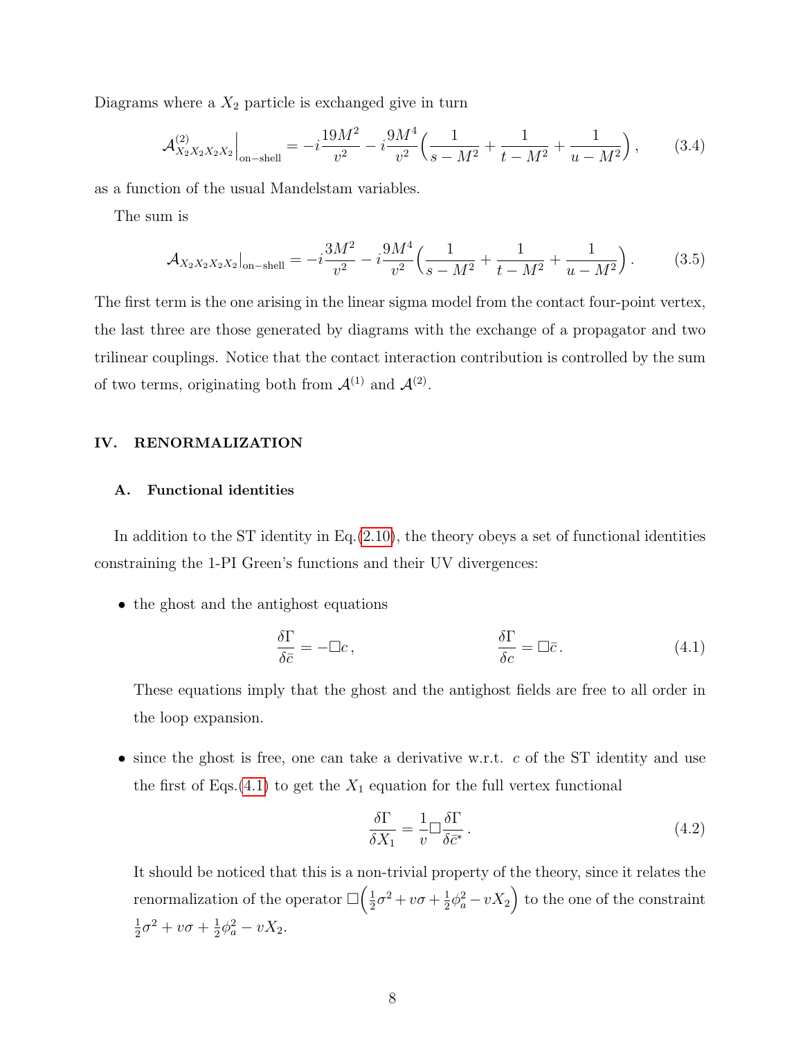Diagrams where a $X_2$ particle is exchanged give in turn

$$\mathcal{A}^{(2)}_{X_2X_2X_2X_2}\Big|_{\rm on-shell} = -i\frac{19M^2}{v^2} - i\frac{9M^4}{v^2}\Big(\frac{1}{s-M^2} + \frac{1}{t-M^2} + \frac{1}{u-M^2}\Big)\,, \tag{3.4}$$

as a function of the usual Mandelstam variables.

The sum is

$$\mathcal{A}_{X_2X_2X_2X_2}|_{\rm on-shell} = -i\frac{3M^2}{v^2} - i\frac{9M^4}{v^2}\Big(\frac{1}{s-M^2} + \frac{1}{t-M^2} + \frac{1}{u-M^2}\Big)\,. \tag{3.5}$$

The first term is the one arising in the linear sigma model from the contact four-point vertex, the last three are those generated by diagrams with the exchange of a propagator and two trilinear couplings. Notice that the contact interaction contribution is controlled by the sum of two terms, originating both from $\mathcal{A}^{(1)}$ and $\mathcal{A}^{(2)}$.

## IV. RENORMALIZATION

### A. Functional identities

In addition to the ST identity in Eq.(2.10), the theory obeys a set of functional identities constraining the 1-PI Green's functions and their UV divergences:

- the ghost and the antighost equations

$$\frac{\delta\Gamma}{\delta\bar{c}} = -\Box c\,, \qquad\qquad \frac{\delta\Gamma}{\delta c} = \Box\bar{c}\,. \tag{4.1}$$

  These equations imply that the ghost and the antighost fields are free to all order in the loop expansion.

- since the ghost is free, one can take a derivative w.r.t. $c$ of the ST identity and use the first of Eqs.(4.1) to get the $X_1$ equation for the full vertex functional

$$\frac{\delta\Gamma}{\delta X_1} = \frac{1}{v}\Box\frac{\delta\Gamma}{\delta\bar{c}^*}\,. \tag{4.2}$$

  It should be noticed that this is a non-trivial property of the theory, since it relates the renormalization of the operator $\Box\Big(\frac{1}{2}\sigma^2 + v\sigma + \frac{1}{2}\phi_a^2 - vX_2\Big)$ to the one of the constraint $\frac{1}{2}\sigma^2 + v\sigma + \frac{1}{2}\phi_a^2 - vX_2$.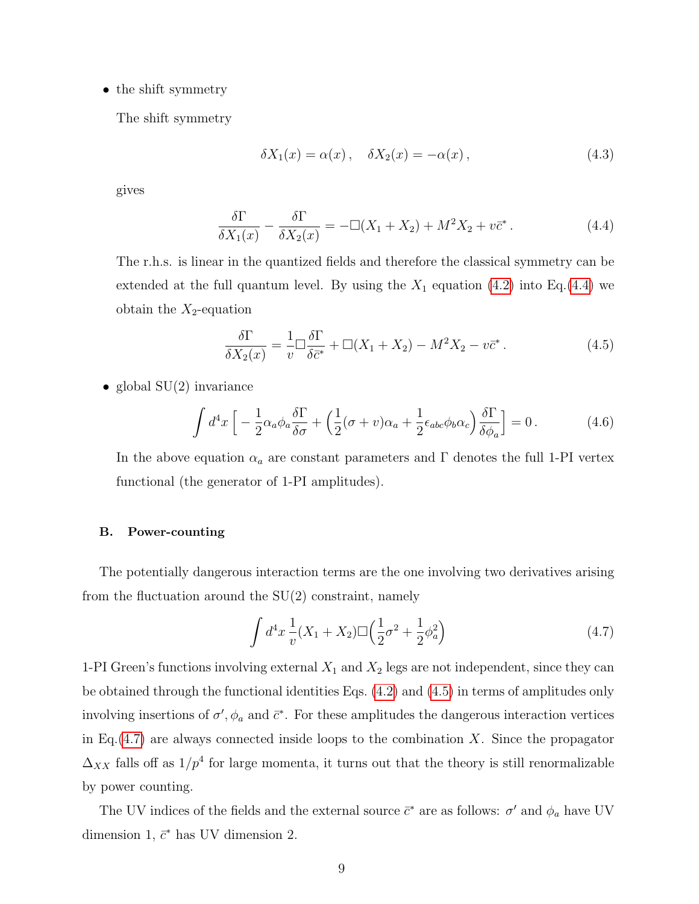- the shift symmetry

  The shift symmetry

$$\delta X_1(x) = \alpha(x)\,, \quad \delta X_2(x) = -\alpha(x)\,, \tag{4.3}$$

  gives

$$\frac{\delta \Gamma}{\delta X_1(x)} - \frac{\delta \Gamma}{\delta X_2(x)} = -\Box(X_1 + X_2) + M^2 X_2 + v\bar{c}^*\,. \tag{4.4}$$

  The r.h.s. is linear in the quantized fields and therefore the classical symmetry can be extended at the full quantum level. By using the $X_1$ equation (4.2) into Eq.(4.4) we obtain the $X_2$-equation

$$\frac{\delta \Gamma}{\delta X_2(x)} = \frac{1}{v}\Box \frac{\delta \Gamma}{\delta \bar{c}^*} + \Box(X_1 + X_2) - M^2 X_2 - v\bar{c}^*\,. \tag{4.5}$$

- global SU(2) invariance

$$\int d^4x \Big[ -\frac{1}{2}\alpha_a \phi_a \frac{\delta \Gamma}{\delta \sigma} + \Big(\frac{1}{2}(\sigma + v)\alpha_a + \frac{1}{2}\epsilon_{abc}\phi_b \alpha_c\Big)\frac{\delta \Gamma}{\delta \phi_a}\Big] = 0\,. \tag{4.6}$$

  In the above equation $\alpha_a$ are constant parameters and $\Gamma$ denotes the full 1-PI vertex functional (the generator of 1-PI amplitudes).

### B. Power-counting

The potentially dangerous interaction terms are the one involving two derivatives arising from the fluctuation around the SU(2) constraint, namely

$$\int d^4x \, \frac{1}{v}(X_1 + X_2)\Box\Big(\frac{1}{2}\sigma^2 + \frac{1}{2}\phi_a^2\Big) \tag{4.7}$$

1-PI Green's functions involving external $X_1$ and $X_2$ legs are not independent, since they can be obtained through the functional identities Eqs. (4.2) and (4.5) in terms of amplitudes only involving insertions of $\sigma', \phi_a$ and $\bar{c}^*$. For these amplitudes the dangerous interaction vertices in Eq.(4.7) are always connected inside loops to the combination $X$. Since the propagator $\Delta_{XX}$ falls off as $1/p^4$ for large momenta, it turns out that the theory is still renormalizable by power counting.

The UV indices of the fields and the external source $\bar{c}^*$ are as follows: $\sigma'$ and $\phi_a$ have UV dimension 1, $\bar{c}^*$ has UV dimension 2.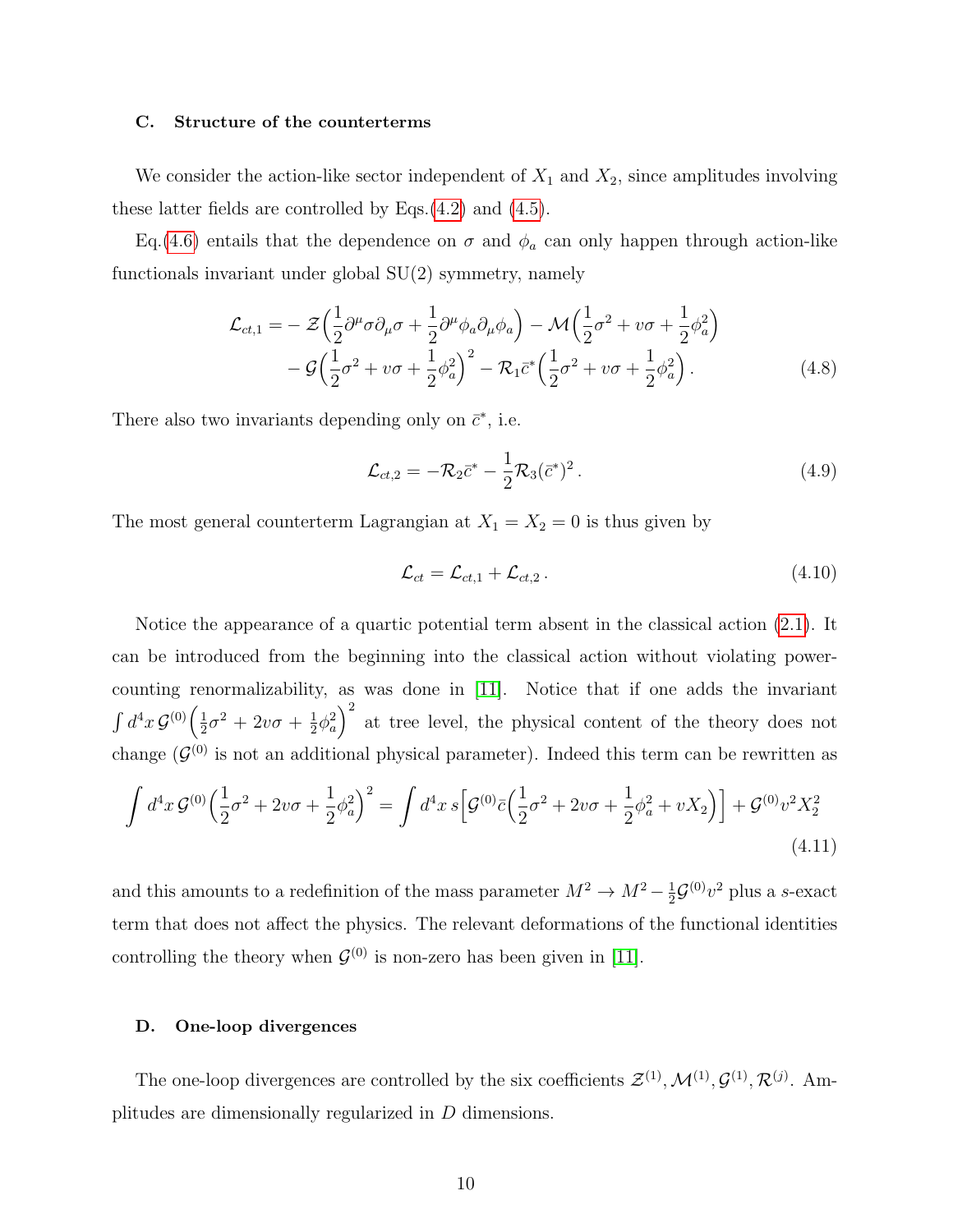### C. Structure of the counterterms

We consider the action-like sector independent of $X_1$ and $X_2$, since amplitudes involving these latter fields are controlled by Eqs.(4.2) and (4.5).

Eq.(4.6) entails that the dependence on $\sigma$ and $\phi_a$ can only happen through action-like functionals invariant under global SU(2) symmetry, namely

$$
\begin{aligned}
\mathcal{L}_{ct,1} = & - \mathcal{Z}\Big(\frac{1}{2}\partial^\mu \sigma \partial_\mu \sigma + \frac{1}{2}\partial^\mu \phi_a \partial_\mu \phi_a\Big) - \mathcal{M}\Big(\frac{1}{2}\sigma^2 + v\sigma + \frac{1}{2}\phi_a^2\Big) \\
& - \mathcal{G}\Big(\frac{1}{2}\sigma^2 + v\sigma + \frac{1}{2}\phi_a^2\Big)^2 - \mathcal{R}_1 \bar{c}^* \Big(\frac{1}{2}\sigma^2 + v\sigma + \frac{1}{2}\phi_a^2\Big) \, .
\end{aligned}
\tag{4.8}
$$

There also two invariants depending only on $\bar{c}^*$, i.e.

$$
\mathcal{L}_{ct,2} = -\mathcal{R}_2 \bar{c}^* - \frac{1}{2}\mathcal{R}_3 (\bar{c}^*)^2 \, . \tag{4.9}
$$

The most general counterterm Lagrangian at $X_1 = X_2 = 0$ is thus given by

$$
\mathcal{L}_{ct} = \mathcal{L}_{ct,1} + \mathcal{L}_{ct,2} \, . \tag{4.10}
$$

Notice the appearance of a quartic potential term absent in the classical action (2.1). It can be introduced from the beginning into the classical action without violating power-counting renormalizability, as was done in [11]. Notice that if one adds the invariant $\int d^4x \, \mathcal{G}^{(0)} \Big(\frac{1}{2}\sigma^2 + 2v\sigma + \frac{1}{2}\phi_a^2\Big)^2$ at tree level, the physical content of the theory does not change ($\mathcal{G}^{(0)}$ is not an additional physical parameter). Indeed this term can be rewritten as

$$
\int d^4x \, \mathcal{G}^{(0)} \Big(\frac{1}{2}\sigma^2 + 2v\sigma + \frac{1}{2}\phi_a^2\Big)^2 = \int d^4x \, s\Big[\mathcal{G}^{(0)} \bar{c} \Big(\frac{1}{2}\sigma^2 + 2v\sigma + \frac{1}{2}\phi_a^2 + vX_2\Big)\Big] + \mathcal{G}^{(0)} v^2 X_2^2 \tag{4.11}
$$

and this amounts to a redefinition of the mass parameter $M^2 \to M^2 - \frac{1}{2}\mathcal{G}^{(0)} v^2$ plus a $s$-exact term that does not affect the physics. The relevant deformations of the functional identities controlling the theory when $\mathcal{G}^{(0)}$ is non-zero has been given in [11].

### D. One-loop divergences

The one-loop divergences are controlled by the six coefficients $\mathcal{Z}^{(1)}, \mathcal{M}^{(1)}, \mathcal{G}^{(1)}, \mathcal{R}^{(j)}$. Amplitudes are dimensionally regularized in $D$ dimensions.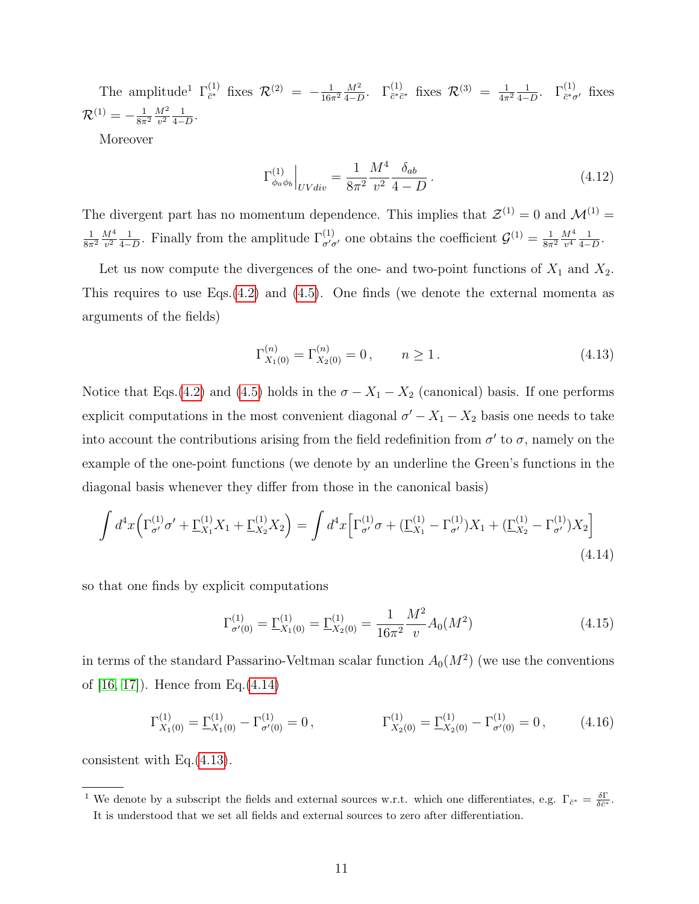The amplitude[1] $\Gamma^{(1)}_{\bar{c}^*}$ fixes $\mathcal{R}^{(2)} = -\frac{1}{16\pi^2}\frac{M^2}{4-D}$. $\Gamma^{(1)}_{\bar{c}^*\bar{c}^*}$ fixes $\mathcal{R}^{(3)} = \frac{1}{4\pi^2}\frac{1}{4-D}$. $\Gamma^{(1)}_{\bar{c}^*\sigma'}$ fixes $\mathcal{R}^{(1)} = -\frac{1}{8\pi^2}\frac{M^2}{v^2}\frac{1}{4-D}$.

Moreover

$$\Gamma^{(1)}_{\phi_a\phi_b}\Big|_{UVdiv} = \frac{1}{8\pi^2}\frac{M^4}{v^2}\frac{\delta_{ab}}{4-D}\,. \tag{4.12}$$

The divergent part has no momentum dependence. This implies that $\mathcal{Z}^{(1)} = 0$ and $\mathcal{M}^{(1)} = \frac{1}{8\pi^2}\frac{M^4}{v^2}\frac{1}{4-D}$. Finally from the amplitude $\Gamma^{(1)}_{\sigma'\sigma'}$ one obtains the coefficient $\mathcal{G}^{(1)} = \frac{1}{8\pi^2}\frac{M^4}{v^4}\frac{1}{4-D}$.

Let us now compute the divergences of the one- and two-point functions of $X_1$ and $X_2$. This requires to use Eqs.(4.2) and (4.5). One finds (we denote the external momenta as arguments of the fields)

$$\Gamma^{(n)}_{X_1(0)} = \Gamma^{(n)}_{X_2(0)} = 0\,, \qquad n \geq 1\,. \tag{4.13}$$

Notice that Eqs.(4.2) and (4.5) holds in the $\sigma - X_1 - X_2$ (canonical) basis. If one performs explicit computations in the most convenient diagonal $\sigma' - X_1 - X_2$ basis one needs to take into account the contributions arising from the field redefinition from $\sigma'$ to $\sigma$, namely on the example of the one-point functions (we denote by an underline the Green's functions in the diagonal basis whenever they differ from those in the canonical basis)

$$\int d^4x\Big(\Gamma^{(1)}_{\sigma'}\sigma' + \underline{\Gamma}^{(1)}_{X_1}X_1 + \underline{\Gamma}^{(1)}_{X_2}X_2\Big) = \int d^4x\Big[\Gamma^{(1)}_{\sigma'}\sigma + (\underline{\Gamma}^{(1)}_{X_1} - \Gamma^{(1)}_{\sigma'})X_1 + (\underline{\Gamma}^{(1)}_{X_2} - \Gamma^{(1)}_{\sigma'})X_2\Big] \tag{4.14}$$

so that one finds by explicit computations

$$\Gamma^{(1)}_{\sigma'(0)} = \underline{\Gamma}^{(1)}_{X_1(0)} = \underline{\Gamma}^{(1)}_{X_2(0)} = \frac{1}{16\pi^2}\frac{M^2}{v}A_0(M^2) \tag{4.15}$$

in terms of the standard Passarino-Veltman scalar function $A_0(M^2)$ (we use the conventions of [16, 17]). Hence from Eq.(4.14)

$$\Gamma^{(1)}_{X_1(0)} = \underline{\Gamma}^{(1)}_{X_1(0)} - \Gamma^{(1)}_{\sigma'(0)} = 0\,, \qquad\qquad \Gamma^{(1)}_{X_2(0)} = \underline{\Gamma}^{(1)}_{X_2(0)} - \Gamma^{(1)}_{\sigma'(0)} = 0\,, \tag{4.16}$$

consistent with Eq.(4.13).

---

[1] We denote by a subscript the fields and external sources w.r.t. which one differentiates, e.g. $\Gamma_{\bar{c}^*} = \frac{\delta\Gamma}{\delta\bar{c}^*}$. It is understood that we set all fields and external sources to zero after differentiation.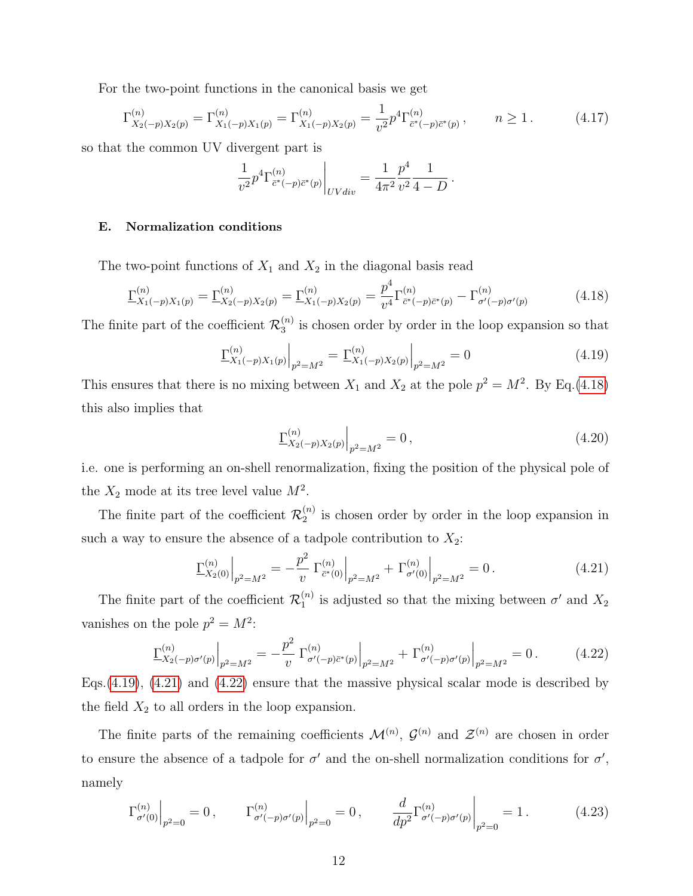For the two-point functions in the canonical basis we get

$$\Gamma^{(n)}_{X_2(-p)X_2(p)} = \Gamma^{(n)}_{X_1(-p)X_1(p)} = \Gamma^{(n)}_{X_1(-p)X_2(p)} = \frac{1}{v^2} p^4 \Gamma^{(n)}_{\bar{c}^*(-p)\bar{c}^*(p)} \,, \qquad n \geq 1 \,. \tag{4.17}$$

so that the common UV divergent part is

$$\frac{1}{v^2} p^4 \Gamma^{(n)}_{\bar{c}^*(-p)\bar{c}^*(p)} \Big|_{UV div} = \frac{1}{4\pi^2} \frac{p^4}{v^2} \frac{1}{4-D} \,.$$

### E. Normalization conditions

The two-point functions of $X_1$ and $X_2$ in the diagonal basis read

$$\underline{\Gamma}^{(n)}_{X_1(-p)X_1(p)} = \underline{\Gamma}^{(n)}_{X_2(-p)X_2(p)} = \underline{\Gamma}^{(n)}_{X_1(-p)X_2(p)} = \frac{p^4}{v^4} \Gamma^{(n)}_{\bar{c}^*(-p)\bar{c}^*(p)} - \Gamma^{(n)}_{\sigma'(-p)\sigma'(p)} \tag{4.18}$$

The finite part of the coefficient $\mathcal{R}_3^{(n)}$ is chosen order by order in the loop expansion so that

$$\underline{\Gamma}^{(n)}_{X_1(-p)X_1(p)} \Big|_{p^2=M^2} = \underline{\Gamma}^{(n)}_{X_1(-p)X_2(p)} \Big|_{p^2=M^2} = 0 \tag{4.19}$$

This ensures that there is no mixing between $X_1$ and $X_2$ at the pole $p^2 = M^2$. By Eq.(4.18) this also implies that

$$\underline{\Gamma}^{(n)}_{X_2(-p)X_2(p)} \Big|_{p^2=M^2} = 0 \,, \tag{4.20}$$

i.e. one is performing an on-shell renormalization, fixing the position of the physical pole of the $X_2$ mode at its tree level value $M^2$.

The finite part of the coefficient $\mathcal{R}_2^{(n)}$ is chosen order by order in the loop expansion in such a way to ensure the absence of a tadpole contribution to $X_2$:

$$\underline{\Gamma}^{(n)}_{X_2(0)} \Big|_{p^2=M^2} = -\frac{p^2}{v} \, \Gamma^{(n)}_{\bar{c}^*(0)} \Big|_{p^2=M^2} + \Gamma^{(n)}_{\sigma'(0)} \Big|_{p^2=M^2} = 0 \,. \tag{4.21}$$

The finite part of the coefficient $\mathcal{R}_1^{(n)}$ is adjusted so that the mixing between $\sigma'$ and $X_2$ vanishes on the pole $p^2 = M^2$:

$$\underline{\Gamma}^{(n)}_{X_2(-p)\sigma'(p)} \Big|_{p^2=M^2} = -\frac{p^2}{v} \, \Gamma^{(n)}_{\sigma'(-p)\bar{c}^*(p)} \Big|_{p^2=M^2} + \Gamma^{(n)}_{\sigma'(-p)\sigma'(p)} \Big|_{p^2=M^2} = 0 \,. \tag{4.22}$$

Eqs.(4.19), (4.21) and (4.22) ensure that the massive physical scalar mode is described by the field $X_2$ to all orders in the loop expansion.

The finite parts of the remaining coefficients $\mathcal{M}^{(n)}$, $\mathcal{G}^{(n)}$ and $\mathcal{Z}^{(n)}$ are chosen in order to ensure the absence of a tadpole for $\sigma'$ and the on-shell normalization conditions for $\sigma'$, namely

$$\Gamma^{(n)}_{\sigma'(0)} \Big|_{p^2=0} = 0 \,, \qquad \Gamma^{(n)}_{\sigma'(-p)\sigma'(p)} \Big|_{p^2=0} = 0 \,, \qquad \frac{d}{dp^2} \Gamma^{(n)}_{\sigma'(-p)\sigma'(p)} \Big|_{p^2=0} = 1 \,. \tag{4.23}$$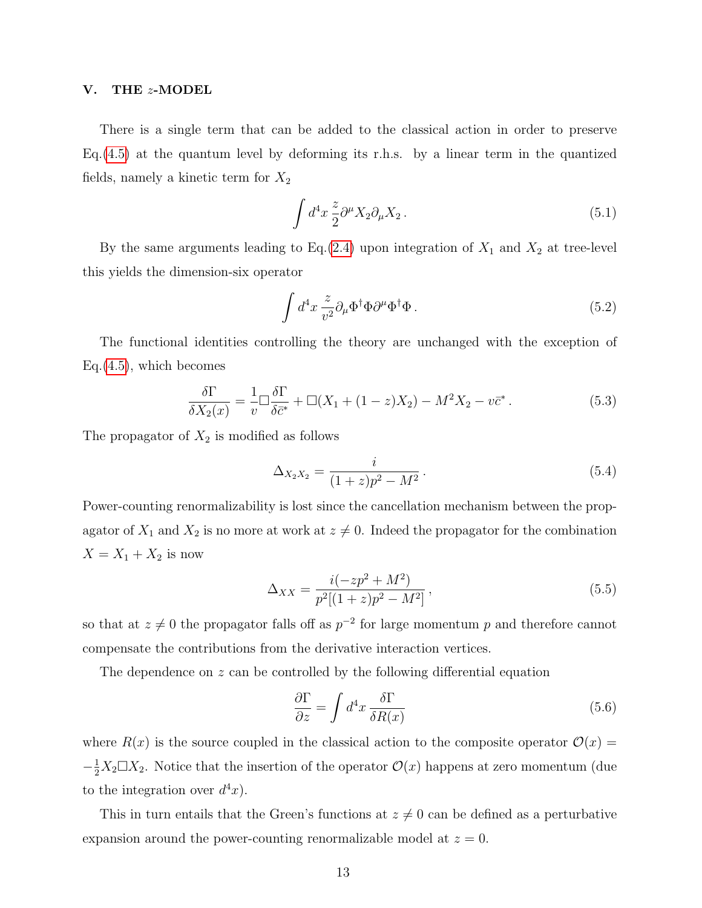## V. THE $z$-MODEL

There is a single term that can be added to the classical action in order to preserve Eq.(4.5) at the quantum level by deforming its r.h.s. by a linear term in the quantized fields, namely a kinetic term for $X_2$

$$\int d^4x \, \frac{z}{2} \partial^\mu X_2 \partial_\mu X_2 \, . \tag{5.1}$$

By the same arguments leading to Eq.(2.4) upon integration of $X_1$ and $X_2$ at tree-level this yields the dimension-six operator

$$\int d^4x \, \frac{z}{v^2} \partial_\mu \Phi^\dagger \Phi \partial^\mu \Phi^\dagger \Phi \, . \tag{5.2}$$

The functional identities controlling the theory are unchanged with the exception of Eq.(4.5), which becomes

$$\frac{\delta \Gamma}{\delta X_2(x)} = \frac{1}{v} \Box \frac{\delta \Gamma}{\delta \bar{c}^*} + \Box (X_1 + (1-z) X_2) - M^2 X_2 - v \bar{c}^* \, . \tag{5.3}$$

The propagator of $X_2$ is modified as follows

$$\Delta_{X_2 X_2} = \frac{i}{(1+z)p^2 - M^2} \, . \tag{5.4}$$

Power-counting renormalizability is lost since the cancellation mechanism between the propagator of $X_1$ and $X_2$ is no more at work at $z \neq 0$. Indeed the propagator for the combination $X = X_1 + X_2$ is now

$$\Delta_{XX} = \frac{i(-zp^2 + M^2)}{p^2[(1+z)p^2 - M^2]} \, , \tag{5.5}$$

so that at $z \neq 0$ the propagator falls off as $p^{-2}$ for large momentum $p$ and therefore cannot compensate the contributions from the derivative interaction vertices.

The dependence on $z$ can be controlled by the following differential equation

$$\frac{\partial \Gamma}{\partial z} = \int d^4x \, \frac{\delta \Gamma}{\delta R(x)} \tag{5.6}$$

where $R(x)$ is the source coupled in the classical action to the composite operator $\mathcal{O}(x) = -\frac{1}{2} X_2 \Box X_2$. Notice that the insertion of the operator $\mathcal{O}(x)$ happens at zero momentum (due to the integration over $d^4x$).

This in turn entails that the Green's functions at $z \neq 0$ can be defined as a perturbative expansion around the power-counting renormalizable model at $z = 0$.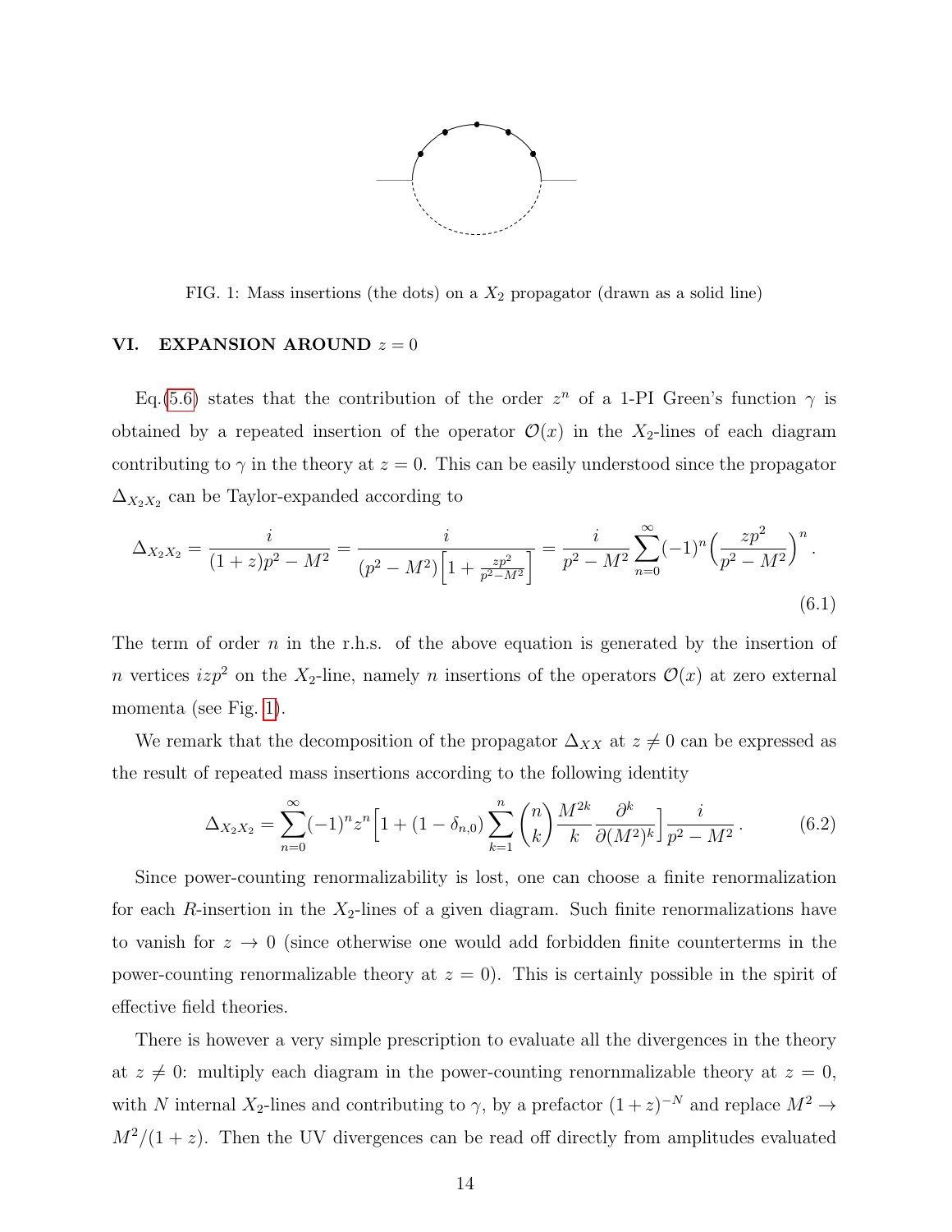FIG. 1: Mass insertions (the dots) on a $X_2$ propagator (drawn as a solid line)

## VI. EXPANSION AROUND $z = 0$

Eq.(5.6) states that the contribution of the order $z^n$ of a 1-PI Green's function $\gamma$ is obtained by a repeated insertion of the operator $\mathcal{O}(x)$ in the $X_2$-lines of each diagram contributing to $\gamma$ in the theory at $z = 0$. This can be easily understood since the propagator $\Delta_{X_2X_2}$ can be Taylor-expanded according to

$$\Delta_{X_2X_2} = \frac{i}{(1+z)p^2 - M^2} = \frac{i}{(p^2 - M^2)\Big[1 + \frac{zp^2}{p^2 - M^2}\Big]} = \frac{i}{p^2 - M^2}\sum_{n=0}^{\infty}(-1)^n\Big(\frac{zp^2}{p^2 - M^2}\Big)^n . \tag{6.1}$$

The term of order $n$ in the r.h.s. of the above equation is generated by the insertion of $n$ vertices $izp^2$ on the $X_2$-line, namely $n$ insertions of the operators $\mathcal{O}(x)$ at zero external momenta (see Fig. 1).

We remark that the decomposition of the propagator $\Delta_{XX}$ at $z \neq 0$ can be expressed as the result of repeated mass insertions according to the following identity

$$\Delta_{X_2X_2} = \sum_{n=0}^{\infty}(-1)^n z^n \Big[1 + (1 - \delta_{n,0})\sum_{k=1}^{n}\binom{n}{k}\frac{M^{2k}}{k}\frac{\partial^k}{\partial(M^2)^k}\Big]\frac{i}{p^2 - M^2} . \tag{6.2}$$

Since power-counting renormalizability is lost, one can choose a finite renormalization for each $R$-insertion in the $X_2$-lines of a given diagram. Such finite renormalizations have to vanish for $z \to 0$ (since otherwise one would add forbidden finite counterterms in the power-counting renormalizable theory at $z = 0$). This is certainly possible in the spirit of effective field theories.

There is however a very simple prescription to evaluate all the divergences in the theory at $z \neq 0$: multiply each diagram in the power-counting renornmalizable theory at $z = 0$, with $N$ internal $X_2$-lines and contributing to $\gamma$, by a prefactor $(1 + z)^{-N}$ and replace $M^2 \to M^2/(1 + z)$. Then the UV divergences can be read off directly from amplitudes evaluated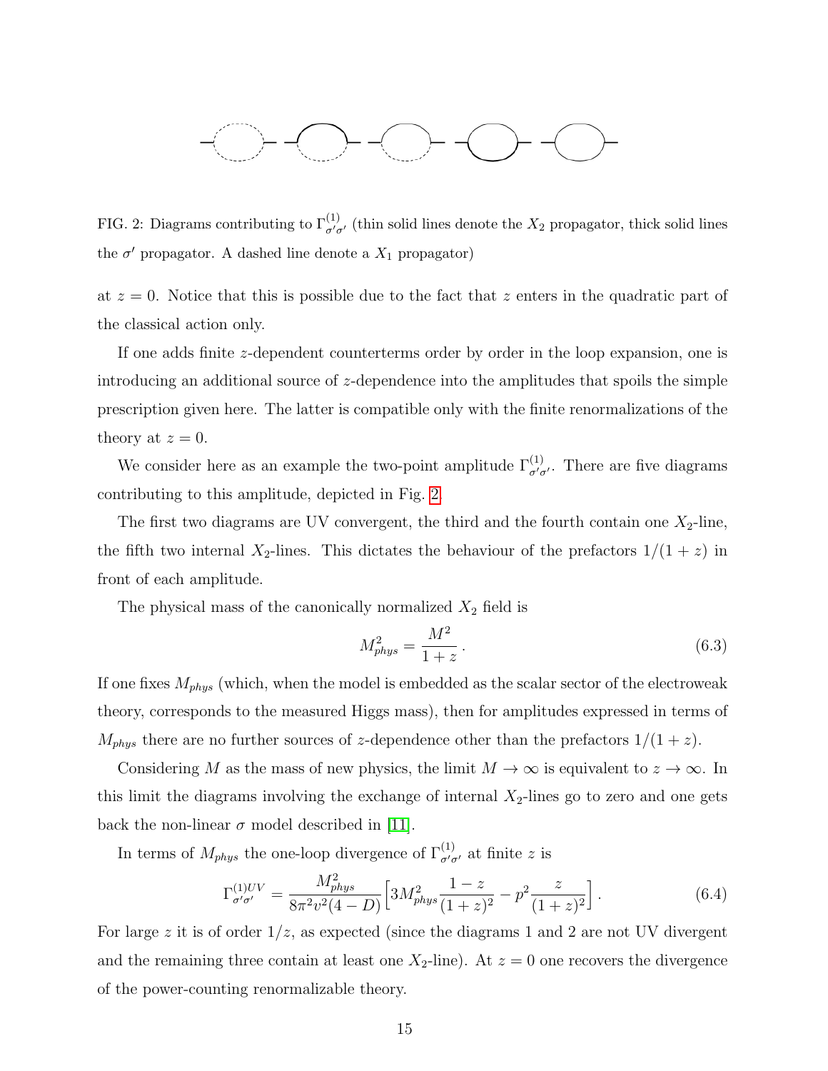FIG. 2: Diagrams contributing to $\Gamma^{(1)}_{\sigma'\sigma'}$ (thin solid lines denote the $X_2$ propagator, thick solid lines the $\sigma'$ propagator. A dashed line denote a $X_1$ propagator)

at $z = 0$. Notice that this is possible due to the fact that $z$ enters in the quadratic part of the classical action only.

If one adds finite $z$-dependent counterterms order by order in the loop expansion, one is introducing an additional source of $z$-dependence into the amplitudes that spoils the simple prescription given here. The latter is compatible only with the finite renormalizations of the theory at $z = 0$.

We consider here as an example the two-point amplitude $\Gamma^{(1)}_{\sigma'\sigma'}$. There are five diagrams contributing to this amplitude, depicted in Fig. 2.

The first two diagrams are UV convergent, the third and the fourth contain one $X_2$-line, the fifth two internal $X_2$-lines. This dictates the behaviour of the prefactors $1/(1 + z)$ in front of each amplitude.

The physical mass of the canonically normalized $X_2$ field is

$$M^2_{phys} = \frac{M^2}{1+z}\,. \tag{6.3}$$

If one fixes $M_{phys}$ (which, when the model is embedded as the scalar sector of the electroweak theory, corresponds to the measured Higgs mass), then for amplitudes expressed in terms of $M_{phys}$ there are no further sources of $z$-dependence other than the prefactors $1/(1 + z)$.

Considering $M$ as the mass of new physics, the limit $M \to \infty$ is equivalent to $z \to \infty$. In this limit the diagrams involving the exchange of internal $X_2$-lines go to zero and one gets back the non-linear $\sigma$ model described in [11].

In terms of $M_{phys}$ the one-loop divergence of $\Gamma^{(1)}_{\sigma'\sigma'}$ at finite $z$ is

$$\Gamma^{(1)UV}_{\sigma'\sigma'} = \frac{M^2_{phys}}{8\pi^2 v^2 (4-D)}\Big[3M^2_{phys}\frac{1-z}{(1+z)^2} - p^2\frac{z}{(1+z)^2}\Big]\,. \tag{6.4}$$

For large $z$ it is of order $1/z$, as expected (since the diagrams 1 and 2 are not UV divergent and the remaining three contain at least one $X_2$-line). At $z = 0$ one recovers the divergence of the power-counting renormalizable theory.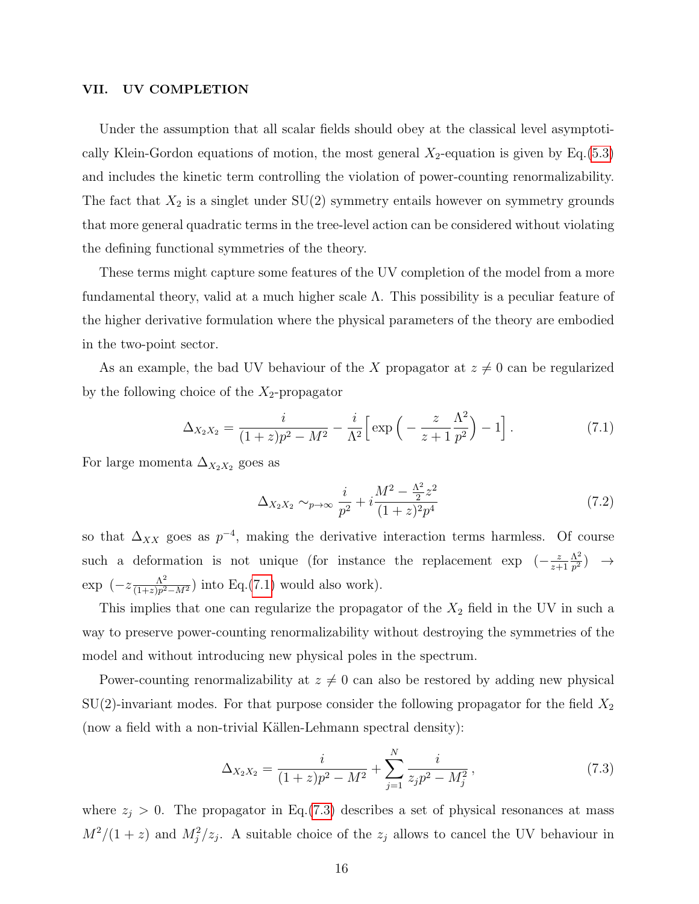## VII. UV COMPLETION

Under the assumption that all scalar fields should obey at the classical level asymptotically Klein-Gordon equations of motion, the most general $X_2$-equation is given by Eq.(5.3) and includes the kinetic term controlling the violation of power-counting renormalizability. The fact that $X_2$ is a singlet under SU(2) symmetry entails however on symmetry grounds that more general quadratic terms in the tree-level action can be considered without violating the defining functional symmetries of the theory.

These terms might capture some features of the UV completion of the model from a more fundamental theory, valid at a much higher scale $\Lambda$. This possibility is a peculiar feature of the higher derivative formulation where the physical parameters of the theory are embodied in the two-point sector.

As an example, the bad UV behaviour of the $X$ propagator at $z \neq 0$ can be regularized by the following choice of the $X_2$-propagator

$$\Delta_{X_2X_2} = \frac{i}{(1+z)p^2 - M^2} - \frac{i}{\Lambda^2}\Big[\exp\Big(-\frac{z}{z+1}\frac{\Lambda^2}{p^2}\Big) - 1\Big]\,. \tag{7.1}$$

For large momenta $\Delta_{X_2X_2}$ goes as

$$\Delta_{X_2X_2} \sim_{p\to\infty} \frac{i}{p^2} + i\frac{M^2 - \frac{\Lambda^2}{2}z^2}{(1+z)^2p^4} \tag{7.2}$$

so that $\Delta_{XX}$ goes as $p^{-4}$, making the derivative interaction terms harmless. Of course such a deformation is not unique (for instance the replacement $\exp\,(-\frac{z}{z+1}\frac{\Lambda^2}{p^2}) \rightarrow \exp\,(-z\frac{\Lambda^2}{(1+z)p^2-M^2})$ into Eq.(7.1) would also work).

This implies that one can regularize the propagator of the $X_2$ field in the UV in such a way to preserve power-counting renormalizability without destroying the symmetries of the model and without introducing new physical poles in the spectrum.

Power-counting renormalizability at $z \neq 0$ can also be restored by adding new physical SU(2)-invariant modes. For that purpose consider the following propagator for the field $X_2$ (now a field with a non-trivial Källen-Lehmann spectral density):

$$\Delta_{X_2X_2} = \frac{i}{(1+z)p^2 - M^2} + \sum_{j=1}^{N} \frac{i}{z_jp^2 - M_j^2}\,, \tag{7.3}$$

where $z_j > 0$. The propagator in Eq.(7.3) describes a set of physical resonances at mass $M^2/(1+z)$ and $M_j^2/z_j$. A suitable choice of the $z_j$ allows to cancel the UV behaviour in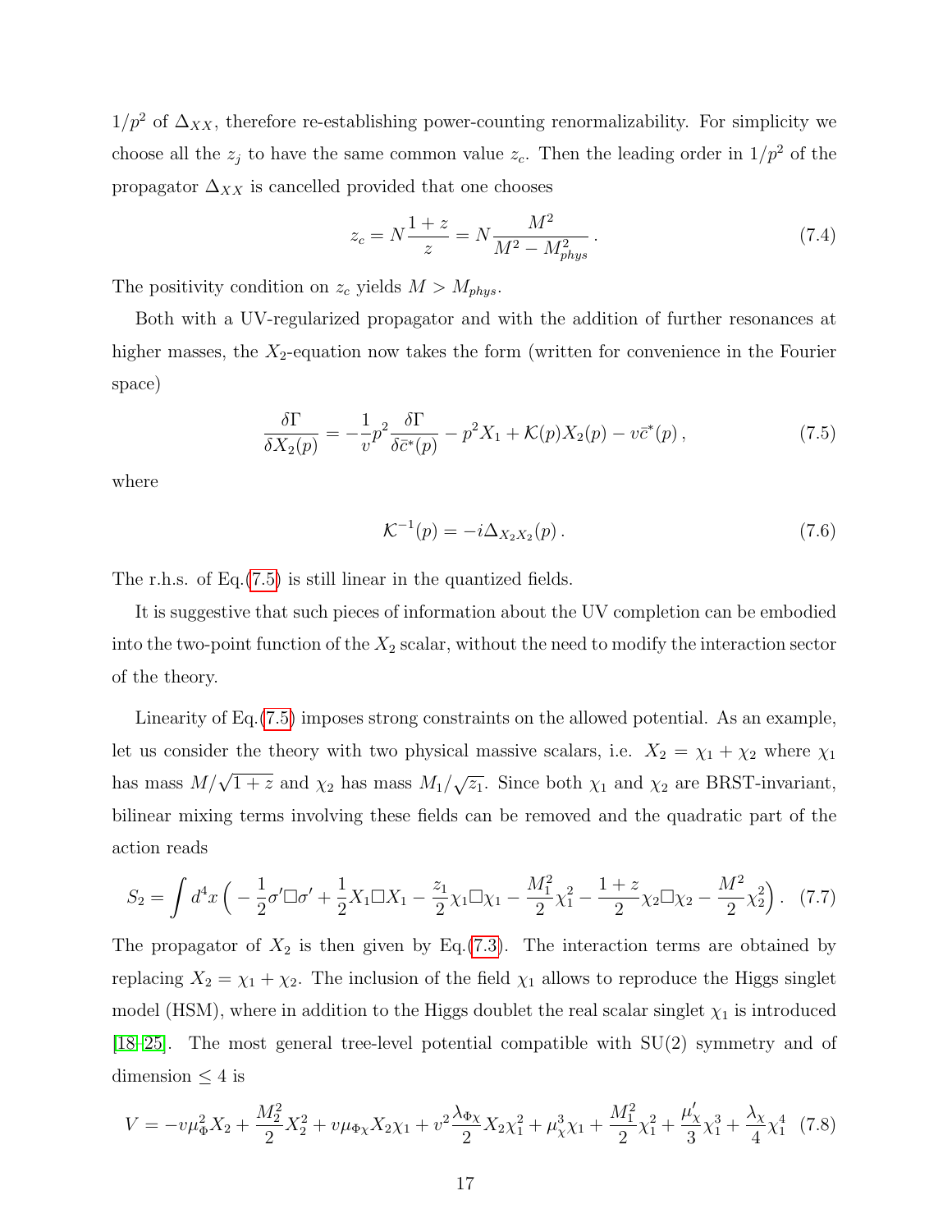$1/p^2$ of $\Delta_{XX}$, therefore re-establishing power-counting renormalizability. For simplicity we choose all the $z_j$ to have the same common value $z_c$. Then the leading order in $1/p^2$ of the propagator $\Delta_{XX}$ is cancelled provided that one chooses

$$
z_c = N\frac{1+z}{z} = N\frac{M^2}{M^2 - M^2_{phys}}\,. \tag{7.4}
$$

The positivity condition on $z_c$ yields $M > M_{phys}$.

Both with a UV-regularized propagator and with the addition of further resonances at higher masses, the $X_2$-equation now takes the form (written for convenience in the Fourier space)

$$
\frac{\delta \Gamma}{\delta X_2(p)} = -\frac{1}{v}p^2 \frac{\delta \Gamma}{\delta \bar{c}^*(p)} - p^2 X_1 + \mathcal{K}(p) X_2(p) - v\bar{c}^*(p)\,, \tag{7.5}
$$

where

$$
\mathcal{K}^{-1}(p) = -i\Delta_{X_2X_2}(p)\,. \tag{7.6}
$$

The r.h.s. of Eq.(7.5) is still linear in the quantized fields.

It is suggestive that such pieces of information about the UV completion can be embodied into the two-point function of the $X_2$ scalar, without the need to modify the interaction sector of the theory.

Linearity of Eq.(7.5) imposes strong constraints on the allowed potential. As an example, let us consider the theory with two physical massive scalars, i.e. $X_2 = \chi_1 + \chi_2$ where $\chi_1$ has mass $M/\sqrt{1+z}$ and $\chi_2$ has mass $M_1/\sqrt{z_1}$. Since both $\chi_1$ and $\chi_2$ are BRST-invariant, bilinear mixing terms involving these fields can be removed and the quadratic part of the action reads

$$
S_2 = \int d^4x \Big( -\frac{1}{2}\sigma' \Box \sigma' + \frac{1}{2} X_1 \Box X_1 - \frac{z_1}{2}\chi_1 \Box \chi_1 - \frac{M_1^2}{2}\chi_1^2 - \frac{1+z}{2}\chi_2 \Box \chi_2 - \frac{M^2}{2}\chi_2^2 \Big)\,. \tag{7.7}
$$

The propagator of $X_2$ is then given by Eq.(7.3). The interaction terms are obtained by replacing $X_2 = \chi_1 + \chi_2$. The inclusion of the field $\chi_1$ allows to reproduce the Higgs singlet model (HSM), where in addition to the Higgs doublet the real scalar singlet $\chi_1$ is introduced [18–25]. The most general tree-level potential compatible with SU(2) symmetry and of dimension $\leq 4$ is

$$
V = -v\mu_\Phi^2 X_2 + \frac{M_2^2}{2}X_2^2 + v\mu_{\Phi\chi} X_2 \chi_1 + v^2 \frac{\lambda_{\Phi\chi}}{2} X_2 \chi_1^2 + \mu_\chi^3 \chi_1 + \frac{M_1^2}{2}\chi_1^2 + \frac{\mu_\chi'}{3}\chi_1^3 + \frac{\lambda_\chi}{4}\chi_1^4 \tag{7.8}
$$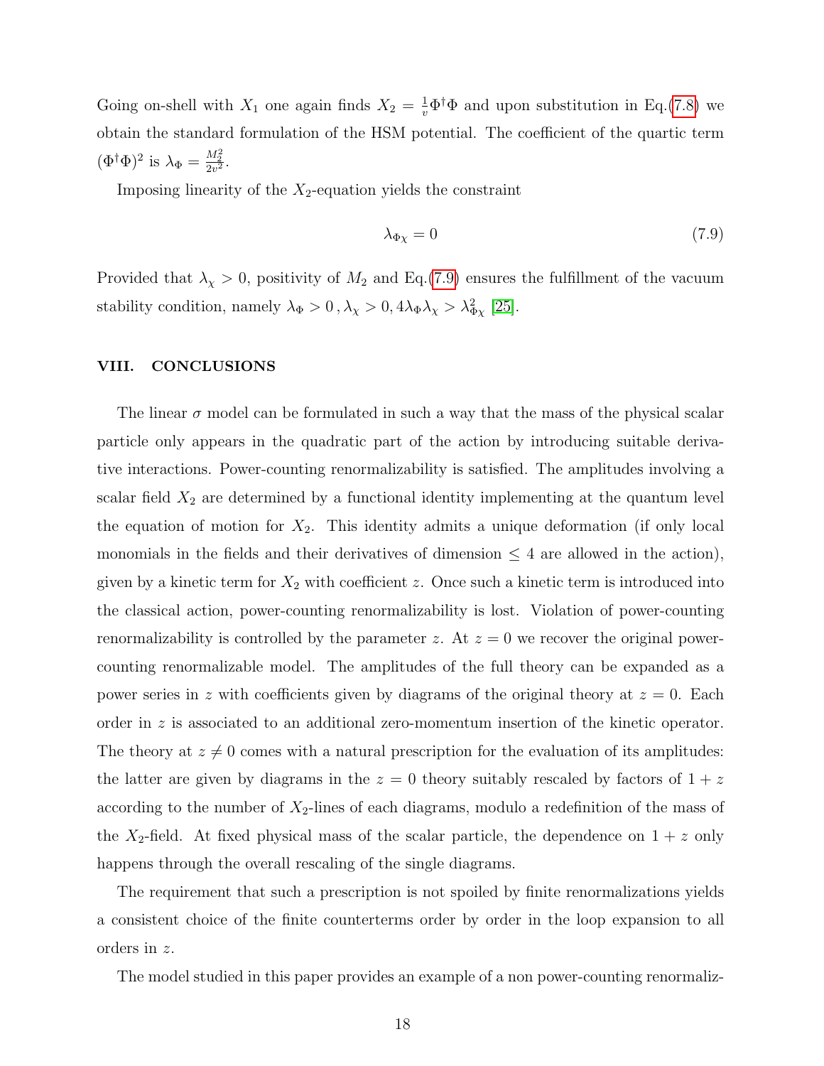Going on-shell with $X_1$ one again finds $X_2 = \frac{1}{v}\Phi^\dagger\Phi$ and upon substitution in Eq.(7.8) we obtain the standard formulation of the HSM potential. The coefficient of the quartic term $(\Phi^\dagger\Phi)^2$ is $\lambda_\Phi = \frac{M_2^2}{2v^2}$.

Imposing linearity of the $X_2$-equation yields the constraint

$$\lambda_{\Phi\chi} = 0 \tag{7.9}$$

Provided that $\lambda_\chi > 0$, positivity of $M_2$ and Eq.(7.9) ensures the fulfillment of the vacuum stability condition, namely $\lambda_\Phi > 0\,, \lambda_\chi > 0, 4\lambda_\Phi\lambda_\chi > \lambda_{\Phi\chi}^2$ [25].

## VIII. CONCLUSIONS

The linear $\sigma$ model can be formulated in such a way that the mass of the physical scalar particle only appears in the quadratic part of the action by introducing suitable derivative interactions. Power-counting renormalizability is satisfied. The amplitudes involving a scalar field $X_2$ are determined by a functional identity implementing at the quantum level the equation of motion for $X_2$. This identity admits a unique deformation (if only local monomials in the fields and their derivatives of dimension $\leq 4$ are allowed in the action), given by a kinetic term for $X_2$ with coefficient $z$. Once such a kinetic term is introduced into the classical action, power-counting renormalizability is lost. Violation of power-counting renormalizability is controlled by the parameter $z$. At $z = 0$ we recover the original power-counting renormalizable model. The amplitudes of the full theory can be expanded as a power series in $z$ with coefficients given by diagrams of the original theory at $z = 0$. Each order in $z$ is associated to an additional zero-momentum insertion of the kinetic operator. The theory at $z \neq 0$ comes with a natural prescription for the evaluation of its amplitudes: the latter are given by diagrams in the $z = 0$ theory suitably rescaled by factors of $1 + z$ according to the number of $X_2$-lines of each diagrams, modulo a redefinition of the mass of the $X_2$-field. At fixed physical mass of the scalar particle, the dependence on $1 + z$ only happens through the overall rescaling of the single diagrams.

The requirement that such a prescription is not spoiled by finite renormalizations yields a consistent choice of the finite counterterms order by order in the loop expansion to all orders in $z$.

The model studied in this paper provides an example of a non power-counting renormaliz-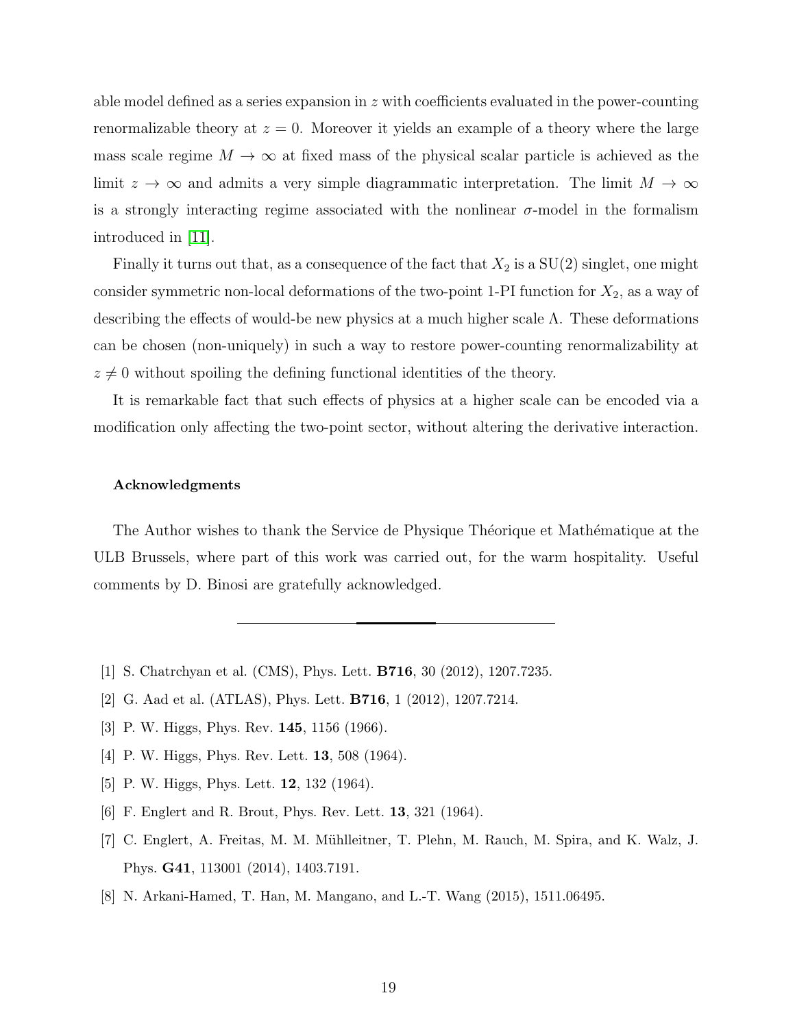able model defined as a series expansion in $z$ with coefficients evaluated in the power-counting renormalizable theory at $z = 0$. Moreover it yields an example of a theory where the large mass scale regime $M \to \infty$ at fixed mass of the physical scalar particle is achieved as the limit $z \to \infty$ and admits a very simple diagrammatic interpretation. The limit $M \to \infty$ is a strongly interacting regime associated with the nonlinear $\sigma$-model in the formalism introduced in [11].

Finally it turns out that, as a consequence of the fact that $X_2$ is a SU(2) singlet, one might consider symmetric non-local deformations of the two-point 1-PI function for $X_2$, as a way of describing the effects of would-be new physics at a much higher scale $\Lambda$. These deformations can be chosen (non-uniquely) in such a way to restore power-counting renormalizability at $z \neq 0$ without spoiling the defining functional identities of the theory.

It is remarkable fact that such effects of physics at a higher scale can be encoded via a modification only affecting the two-point sector, without altering the derivative interaction.

#### Acknowledgments

The Author wishes to thank the Service de Physique Théorique et Mathématique at the ULB Brussels, where part of this work was carried out, for the warm hospitality. Useful comments by D. Binosi are gratefully acknowledged.

---

[1] S. Chatrchyan et al. (CMS), Phys. Lett. **B716**, 30 (2012), 1207.7235.

[2] G. Aad et al. (ATLAS), Phys. Lett. **B716**, 1 (2012), 1207.7214.

[3] P. W. Higgs, Phys. Rev. **145**, 1156 (1966).

[4] P. W. Higgs, Phys. Rev. Lett. **13**, 508 (1964).

[5] P. W. Higgs, Phys. Lett. **12**, 132 (1964).

[6] F. Englert and R. Brout, Phys. Rev. Lett. **13**, 321 (1964).

[7] C. Englert, A. Freitas, M. M. Mühlleitner, T. Plehn, M. Rauch, M. Spira, and K. Walz, J. Phys. **G41**, 113001 (2014), 1403.7191.

[8] N. Arkani-Hamed, T. Han, M. Mangano, and L.-T. Wang (2015), 1511.06495.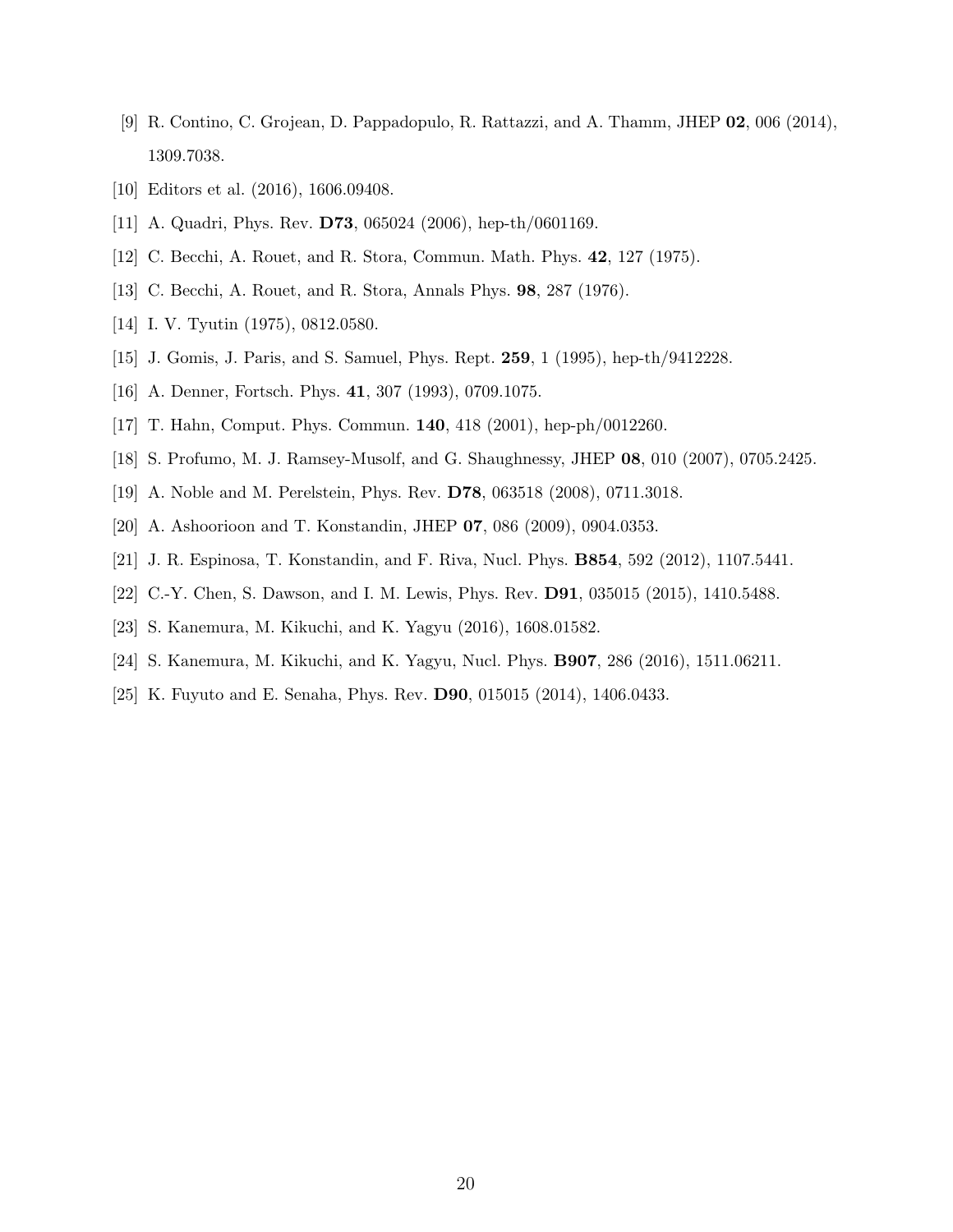[9] R. Contino, C. Grojean, D. Pappadopulo, R. Rattazzi, and A. Thamm, JHEP **02**, 006 (2014), 1309.7038.

[10] Editors et al. (2016), 1606.09408.

[11] A. Quadri, Phys. Rev. **D73**, 065024 (2006), hep-th/0601169.

[12] C. Becchi, A. Rouet, and R. Stora, Commun. Math. Phys. **42**, 127 (1975).

[13] C. Becchi, A. Rouet, and R. Stora, Annals Phys. **98**, 287 (1976).

[14] I. V. Tyutin (1975), 0812.0580.

[15] J. Gomis, J. Paris, and S. Samuel, Phys. Rept. **259**, 1 (1995), hep-th/9412228.

[16] A. Denner, Fortsch. Phys. **41**, 307 (1993), 0709.1075.

[17] T. Hahn, Comput. Phys. Commun. **140**, 418 (2001), hep-ph/0012260.

[18] S. Profumo, M. J. Ramsey-Musolf, and G. Shaughnessy, JHEP **08**, 010 (2007), 0705.2425.

[19] A. Noble and M. Perelstein, Phys. Rev. **D78**, 063518 (2008), 0711.3018.

[20] A. Ashoorioon and T. Konstandin, JHEP **07**, 086 (2009), 0904.0353.

[21] J. R. Espinosa, T. Konstandin, and F. Riva, Nucl. Phys. **B854**, 592 (2012), 1107.5441.

[22] C.-Y. Chen, S. Dawson, and I. M. Lewis, Phys. Rev. **D91**, 035015 (2015), 1410.5488.

[23] S. Kanemura, M. Kikuchi, and K. Yagyu (2016), 1608.01582.

[24] S. Kanemura, M. Kikuchi, and K. Yagyu, Nucl. Phys. **B907**, 286 (2016), 1511.06211.

[25] K. Fuyuto and E. Senaha, Phys. Rev. **D90**, 015015 (2014), 1406.0433.